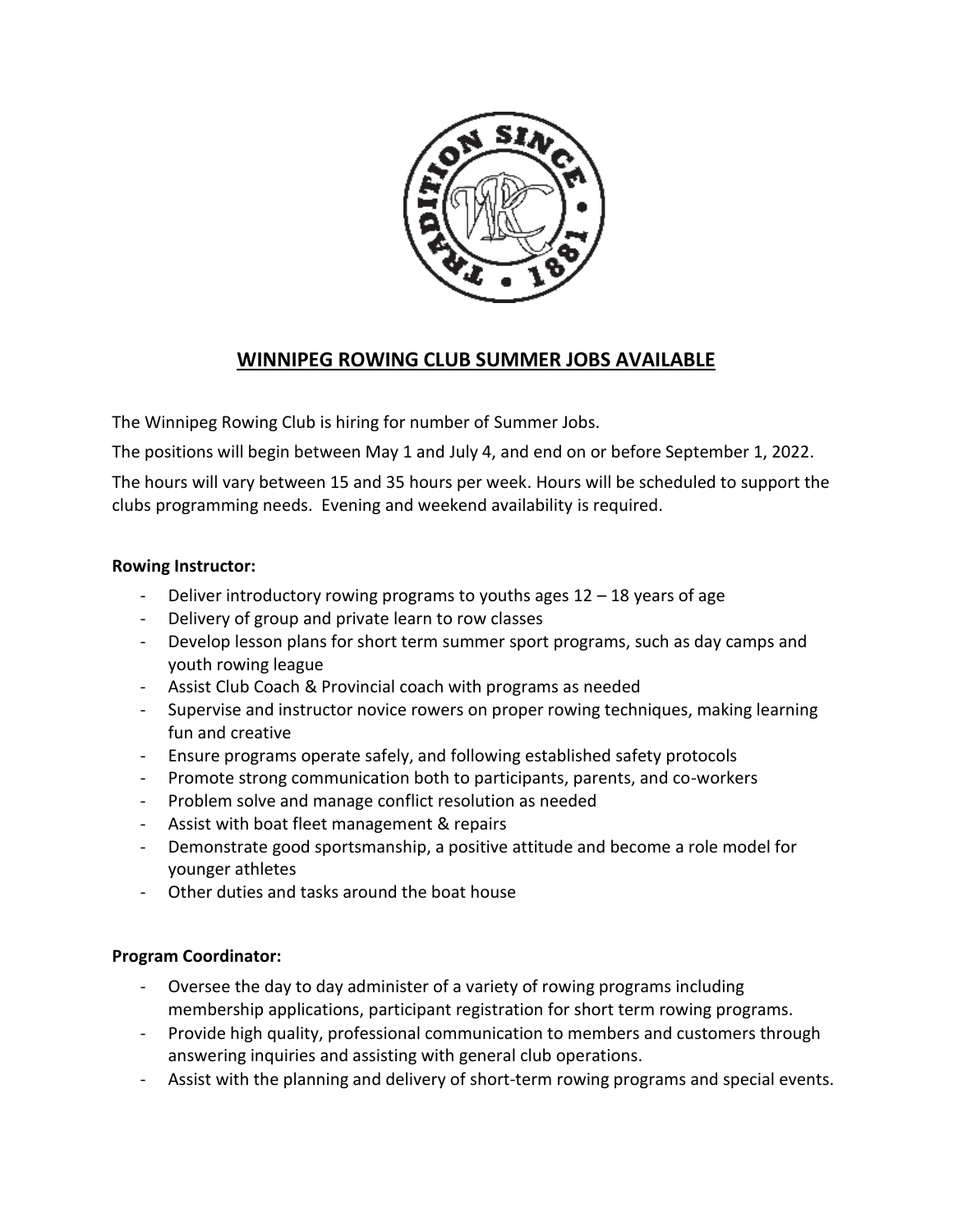# WINNIPEG ROWING CLUB SUMMER JOBS AVAILABLE

The Winnipeg Rowing Club is hiring for number of Summer Jobs.

The positions will begin between May 1 and July 4, and end on or before September 1, 2022.

The hours will vary between 15 and 35 hours per week. Hours will be scheduled to support the clubs programming needs. Evening and weekend availability is required.

**Rowing Instructor:**

- Deliver introductory rowing programs to youths ages 12 – 18 years of age
- Delivery of group and private learn to row classes
- Develop lesson plans for short term summer sport programs, such as day camps and youth rowing league
- Assist Club Coach & Provincial coach with programs as needed
- Supervise and instructor novice rowers on proper rowing techniques, making learning fun and creative
- Ensure programs operate safely, and following established safety protocols
- Promote strong communication both to participants, parents, and co-workers
- Problem solve and manage conflict resolution as needed
- Assist with boat fleet management & repairs
- Demonstrate good sportsmanship, a positive attitude and become a role model for younger athletes
- Other duties and tasks around the boat house

**Program Coordinator:**

- Oversee the day to day administer of a variety of rowing programs including membership applications, participant registration for short term rowing programs.
- Provide high quality, professional communication to members and customers through answering inquiries and assisting with general club operations.
- Assist with the planning and delivery of short-term rowing programs and special events.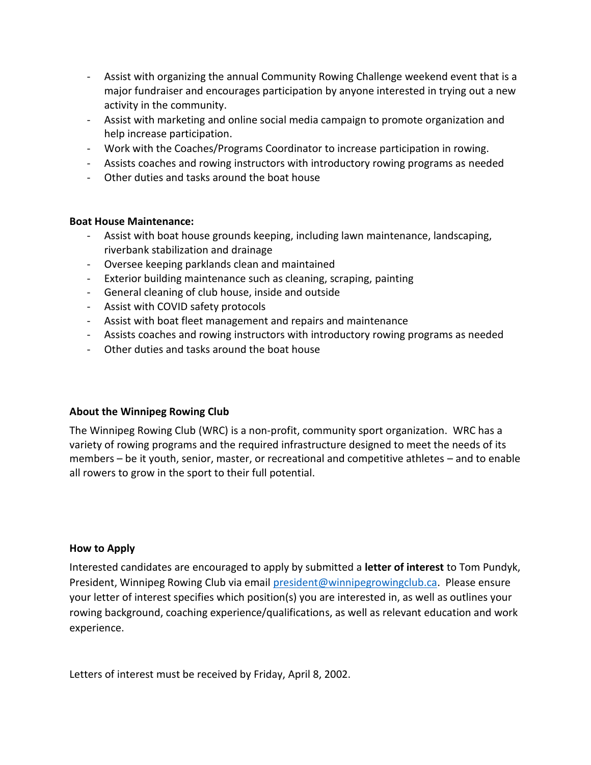- Assist with organizing the annual Community Rowing Challenge weekend event that is a major fundraiser and encourages participation by anyone interested in trying out a new activity in the community.
- Assist with marketing and online social media campaign to promote organization and help increase participation.
- Work with the Coaches/Programs Coordinator to increase participation in rowing.
- Assists coaches and rowing instructors with introductory rowing programs as needed
- Other duties and tasks around the boat house

**Boat House Maintenance:**

- Assist with boat house grounds keeping, including lawn maintenance, landscaping, riverbank stabilization and drainage
- Oversee keeping parklands clean and maintained
- Exterior building maintenance such as cleaning, scraping, painting
- General cleaning of club house, inside and outside
- Assist with COVID safety protocols
- Assist with boat fleet management and repairs and maintenance
- Assists coaches and rowing instructors with introductory rowing programs as needed
- Other duties and tasks around the boat house

**About the Winnipeg Rowing Club**

The Winnipeg Rowing Club (WRC) is a non-profit, community sport organization. WRC has a variety of rowing programs and the required infrastructure designed to meet the needs of its members – be it youth, senior, master, or recreational and competitive athletes – and to enable all rowers to grow in the sport to their full potential.

**How to Apply**

Interested candidates are encouraged to apply by submitted a **letter of interest** to Tom Pundyk, President, Winnipeg Rowing Club via email [president@winnipegrowingclub.ca](mailto:president@winnipegrowingclub.ca). Please ensure your letter of interest specifies which position(s) you are interested in, as well as outlines your rowing background, coaching experience/qualifications, as well as relevant education and work experience.

Letters of interest must be received by Friday, April 8, 2002.